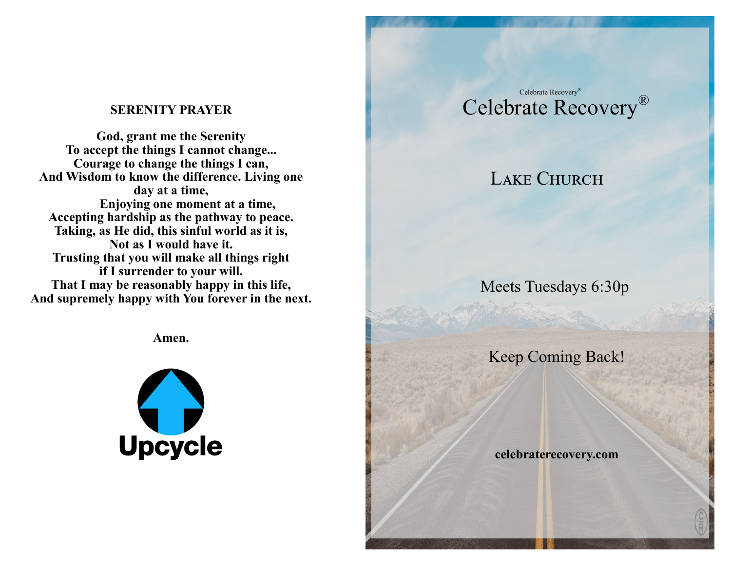**SERENITY PRAYER**

**God, grant me the Serenity**
**To accept the things I cannot change...**
**Courage to change the things I can,**
**And Wisdom to know the difference. Living one day at a time,**
**Enjoying one moment at a time,**
**Accepting hardship as the pathway to peace.**
**Taking, as He did, this sinful world as it is,**
**Not as I would have it.**
**Trusting that you will make all things right**
**if I surrender to your will.**
**That I may be reasonably happy in this life,**
**And supremely happy with You forever in the next.**

**Amen.**

**Upcycle**

Celebrate Recovery®

# Celebrate Recovery®

## Lake Church

Meets Tuesdays 6:30p

Keep Coming Back!

**celebraterecovery.com**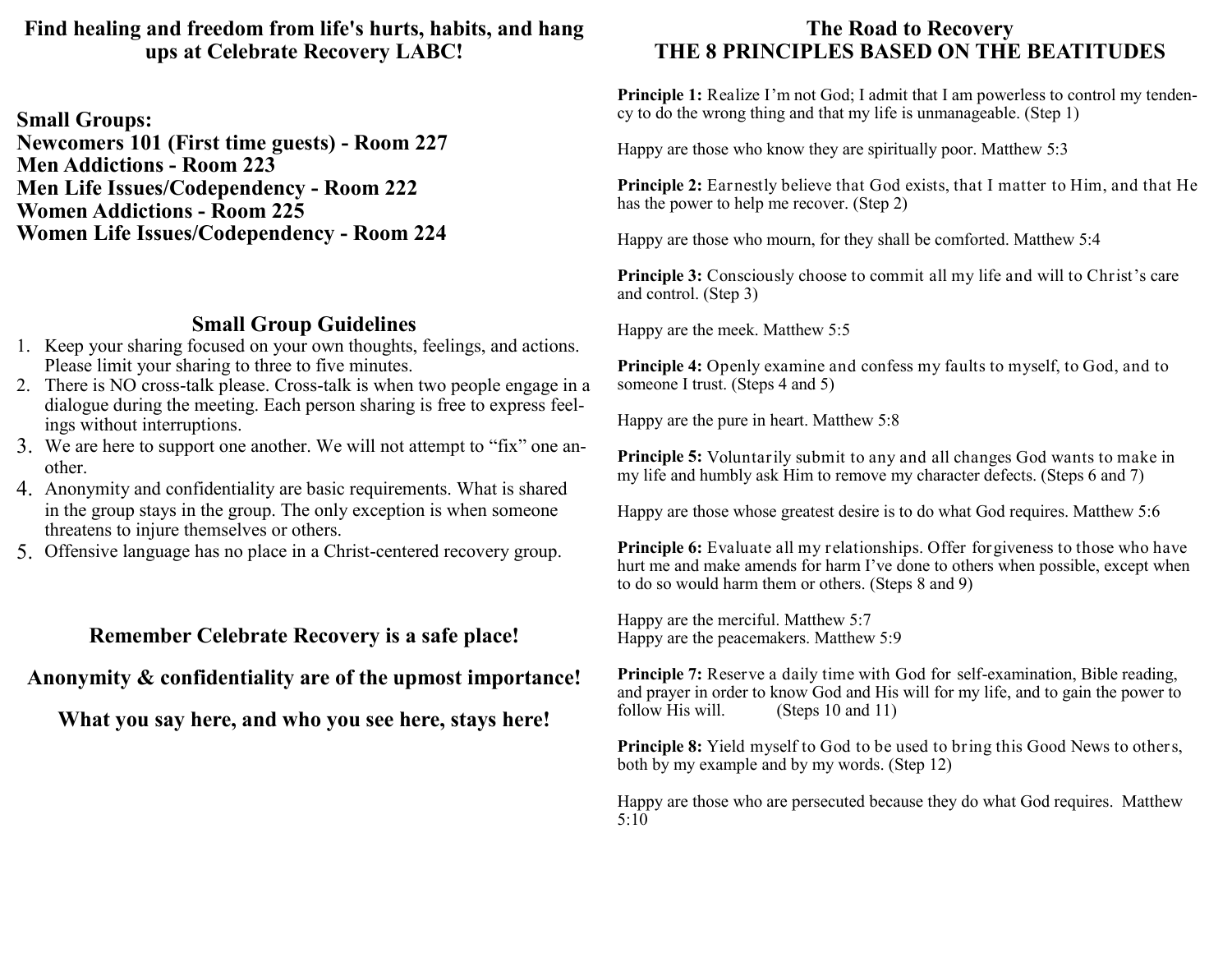**Find healing and freedom from life's hurts, habits, and hang ups at Celebrate Recovery LABC!**

**Small Groups:**
**Newcomers 101 (First time guests) - Room 227**
**Men Addictions - Room 223**
**Men Life Issues/Codependency - Room 222**
**Women Addictions - Room 225**
**Women Life Issues/Codependency - Room 224**

## Small Group Guidelines

1. Keep your sharing focused on your own thoughts, feelings, and actions. Please limit your sharing to three to five minutes.
2. There is NO cross-talk please. Cross-talk is when two people engage in a dialogue during the meeting. Each person sharing is free to express feelings without interruptions.
3. We are here to support one another. We will not attempt to “fix” one another.
4. Anonymity and confidentiality are basic requirements. What is shared in the group stays in the group. The only exception is when someone threatens to injure themselves or others.
5. Offensive language has no place in a Christ-centered recovery group.

**Remember Celebrate Recovery is a safe place!**

**Anonymity & confidentiality are of the upmost importance!**

**What you say here, and who you see here, stays here!**

## The Road to Recovery
## THE 8 PRINCIPLES BASED ON THE BEATITUDES

**Principle 1:** Realize I’m not God; I admit that I am powerless to control my tendency to do the wrong thing and that my life is unmanageable. (Step 1)

Happy are those who know they are spiritually poor. Matthew 5:3

**Principle 2:** Earnestly believe that God exists, that I matter to Him, and that He has the power to help me recover. (Step 2)

Happy are those who mourn, for they shall be comforted. Matthew 5:4

**Principle 3:** Consciously choose to commit all my life and will to Christ’s care and control. (Step 3)

Happy are the meek. Matthew 5:5

**Principle 4:** Openly examine and confess my faults to myself, to God, and to someone I trust. (Steps 4 and 5)

Happy are the pure in heart. Matthew 5:8

**Principle 5:** Voluntarily submit to any and all changes God wants to make in my life and humbly ask Him to remove my character defects. (Steps 6 and 7)

Happy are those whose greatest desire is to do what God requires. Matthew 5:6

**Principle 6:** Evaluate all my relationships. Offer forgiveness to those who have hurt me and make amends for harm I’ve done to others when possible, except when to do so would harm them or others. (Steps 8 and 9)

Happy are the merciful. Matthew 5:7
Happy are the peacemakers. Matthew 5:9

**Principle 7:** Reserve a daily time with God for self-examination, Bible reading, and prayer in order to know God and His will for my life, and to gain the power to follow His will. (Steps 10 and 11)

**Principle 8:** Yield myself to God to be used to bring this Good News to others, both by my example and by my words. (Step 12)

Happy are those who are persecuted because they do what God requires. Matthew 5:10